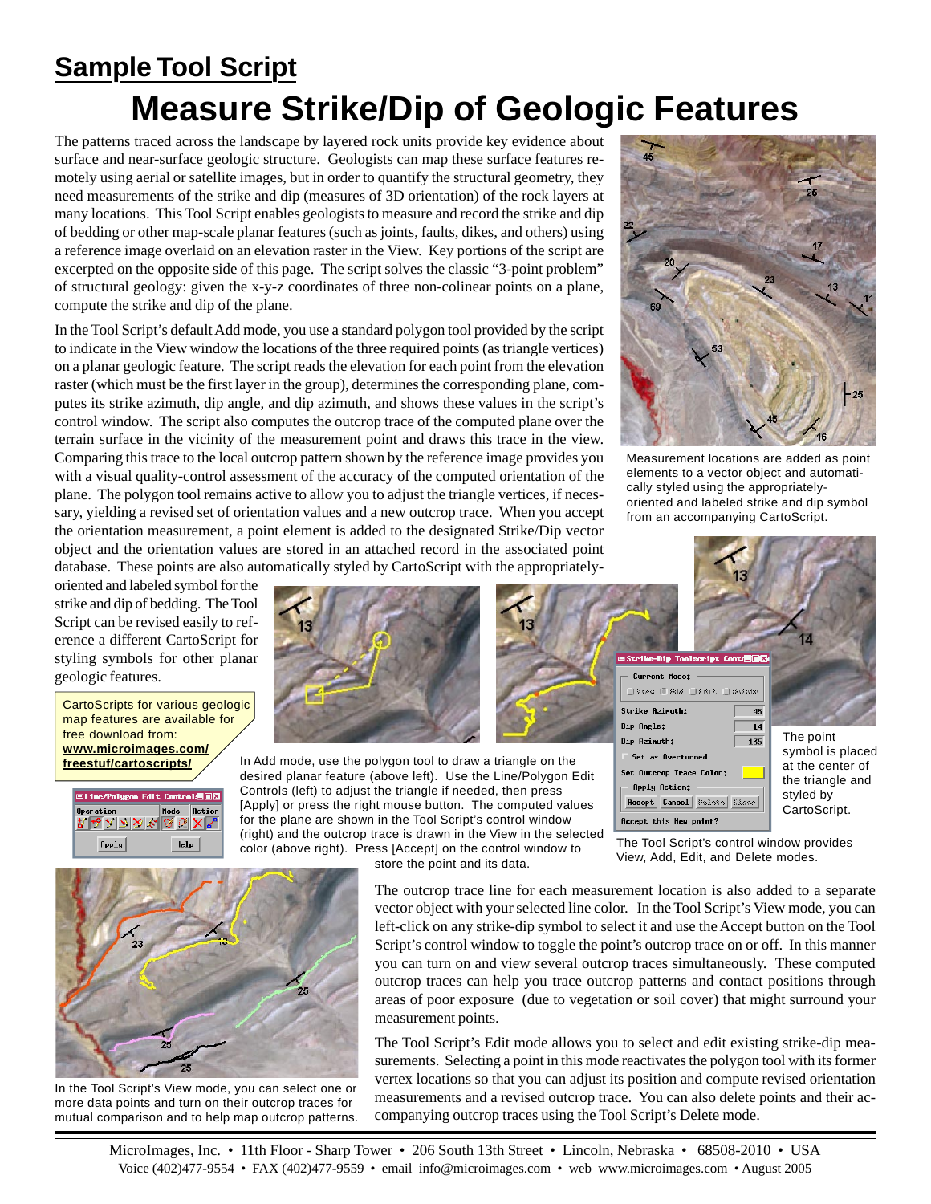# Sample Tool Script

# Measure Strike/Dip of Geologic Features

The patterns traced across the landscape by layered rock units provide key evidence about surface and near-surface geologic structure. Geologists can map these surface features remotely using aerial or satellite images, but in order to quantify the structural geometry, they need measurements of the strike and dip (measures of 3D orientation) of the rock layers at many locations. This Tool Script enables geologists to measure and record the strike and dip of bedding or other map-scale planar features (such as joints, faults, dikes, and others) using a reference image overlaid on an elevation raster in the View. Key portions of the script are excerpted on the opposite side of this page. The script solves the classic "3-point problem" of structural geology: given the x-y-z coordinates of three non-colinear points on a plane, compute the strike and dip of the plane.

Measurement locations are added as point elements to a vector object and automatically styled using the appropriately-oriented and labeled strike and dip symbol from an accompanying CartoScript.

In the Tool Script's default Add mode, you use a standard polygon tool provided by the script to indicate in the View window the locations of the three required points (as triangle vertices) on a planar geologic feature. The script reads the elevation for each point from the elevation raster (which must be the first layer in the group), determines the corresponding plane, computes its strike azimuth, dip angle, and dip azimuth, and shows these values in the script's control window. The script also computes the outcrop trace of the computed plane over the terrain surface in the vicinity of the measurement point and draws this trace in the view. Comparing this trace to the local outcrop pattern shown by the reference image provides you with a visual quality-control assessment of the accuracy of the computed orientation of the plane. The polygon tool remains active to allow you to adjust the triangle vertices, if necessary, yielding a revised set of orientation values and a new outcrop trace. When you accept the orientation measurement, a point element is added to the designated Strike/Dip vector object and the orientation values are stored in an attached record in the associated point database. These points are also automatically styled by CartoScript with the appropriately-oriented and labeled symbol for the strike and dip of bedding. The Tool Script can be revised easily to reference a different CartoScript for styling symbols for other planar geologic features.

CartoScripts for various geologic map features are available for free download from: **www.microimages.com/freestuf/cartoscripts/**

In Add mode, use the polygon tool to draw a triangle on the desired planar feature (above left). Use the Line/Polygon Edit Controls (left) to adjust the triangle if needed, then press [Apply] or press the right mouse button. The computed values for the plane are shown in the Tool Script's control window (right) and the outcrop trace is drawn in the View in the selected color (above right). Press [Accept] on the control window to store the point and its data.

The point symbol is placed at the center of the triangle and styled by CartoScript.

The Tool Script's control window provides View, Add, Edit, and Delete modes.

The outcrop trace line for each measurement location is also added to a separate vector object with your selected line color. In the Tool Script's View mode, you can left-click on any strike-dip symbol to select it and use the Accept button on the Tool Script's control window to toggle the point's outcrop trace on or off. In this manner you can turn on and view several outcrop traces simultaneously. These computed outcrop traces can help you trace outcrop patterns and contact positions through areas of poor exposure (due to vegetation or soil cover) that might surround your measurement points.

The Tool Script's Edit mode allows you to select and edit existing strike-dip measurements. Selecting a point in this mode reactivates the polygon tool with its former vertex locations so that you can adjust its position and compute revised orientation measurements and a revised outcrop trace. You can also delete points and their accompanying outcrop traces using the Tool Script's Delete mode.

In the Tool Script's View mode, you can select one or more data points and turn on their outcrop traces for mutual comparison and to help map outcrop patterns.

MicroImages, Inc. • 11th Floor - Sharp Tower • 206 South 13th Street • Lincoln, Nebraska • 68508-2010 • USA
Voice (402)477-9554 • FAX (402)477-9559 • email info@microimages.com • web www.microimages.com • August 2005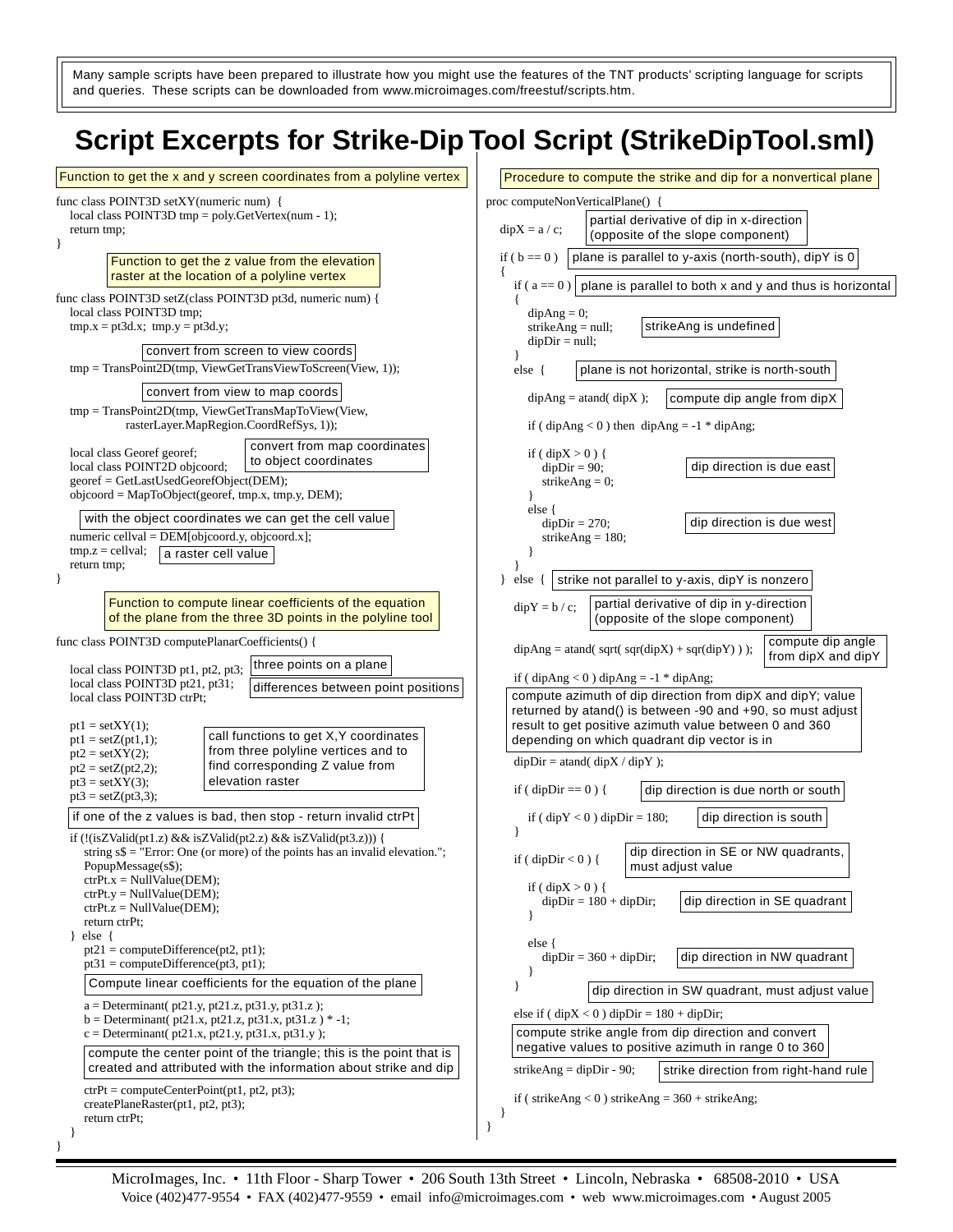Many sample scripts have been prepared to illustrate how you might use the features of the TNT products' scripting language for scripts and queries. These scripts can be downloaded from www.microimages.com/freestuf/scripts.htm.

# Script Excerpts for Strike-Dip Tool Script (StrikeDipTool.sml)

Function to get the x and y screen coordinates from a polyline vertex

```
func class POINT3D setXY(numeric num)  {
    local class POINT3D tmp = poly.GetVertex(num - 1);
    return tmp;
}
```

Function to get the z value from the elevation raster at the location of a polyline vertex

```
func class POINT3D setZ(class POINT3D pt3d, numeric num) {
    local class POINT3D tmp;
    tmp.x = pt3d.x;  tmp.y = pt3d.y;
```

convert from screen to view coords

```
    tmp = TransPoint2D(tmp, ViewGetTransViewToScreen(View, 1));
```

convert from view to map coords

```
    tmp = TransPoint2D(tmp, ViewGetTransMapToView(View,
                rasterLayer.MapRegion.CoordRefSys, 1));
```

convert from map coordinates to object coordinates

```
    local class Georef georef;
    local class POINT2D objcoord;
    georef = GetLastUsedGeorefObject(DEM);
    objcoord = MapToObject(georef, tmp.x, tmp.y, DEM);
```

with the object coordinates we can get the cell value

```
    numeric cellval = DEM[objcoord.y, objcoord.x];
    tmp.z = cellval;      a raster cell value
    return tmp;
}
```

Function to compute linear coefficients of the equation of the plane from the three 3D points in the polyline tool

```
func class POINT3D computePlanarCoefficients() {

    local class POINT3D pt1, pt2, pt3;     three points on a plane
    local class POINT3D pt21, pt31;        differences between point positions
    local class POINT3D ctrPt;

    pt1 = setXY(1);
    pt1 = setZ(pt1,1);
    pt2 = setXY(2);
    pt2 = setZ(pt2,2);
    pt3 = setXY(3);
    pt3 = setZ(pt3,3);
```

call functions to get X,Y coordinates from three polyline vertices and to find corresponding Z value from elevation raster

if one of the z values is bad, then stop - return invalid ctrPt

```
    if (!(isZValid(pt1.z) && isZValid(pt2.z) && isZValid(pt3.z))) {
        string s$ = "Error: One (or more) of the points has an invalid elevation.";
        PopupMessage(s$);
        ctrPt.x = NullValue(DEM);
        ctrPt.y = NullValue(DEM);
        ctrPt.z = NullValue(DEM);
        return ctrPt;
    }  else  {
        pt21 = computeDifference(pt2, pt1);
        pt31 = computeDifference(pt3, pt1);
```

Compute linear coefficients for the equation of the plane

```
        a = Determinant( pt21.y, pt21.z, pt31.y, pt31.z );
        b = Determinant( pt21.x, pt21.z, pt31.x, pt31.z ) * -1;
        c = Determinant( pt21.x, pt21.y, pt31.x, pt31.y );
```

compute the center point of the triangle; this is the point that is created and attributed with the information about strike and dip

```
        ctrPt = computeCenterPoint(pt1, pt2, pt3);
        createPlaneRaster(pt1, pt2, pt3);
        return ctrPt;
    }
}
```

Procedure to compute the strike and dip for a nonvertical plane

```
proc computeNonVerticalPlane()  {

    dipX = a / c;        partial derivative of dip in x-direction
                         (opposite of the slope component)

    if ( b == 0 )   plane is parallel to y-axis (north-south), dipY is 0
    {
        if ( a == 0 )   plane is parallel to both x and y and thus is horizontal
        {
            dipAng = 0;
            strikeAng = null;       strikeAng is undefined
            dipDir = null;
        }
        else  {      plane is not horizontal, strike is north-south

            dipAng = atand( dipX );     compute dip angle from dipX

            if ( dipAng < 0 ) then  dipAng = -1 * dipAng;

            if ( dipX > 0 ) {
                dipDir = 90;                dip direction is due east
                strikeAng = 0;
            }
            else {
                dipDir = 270;               dip direction is due west
                strikeAng = 180;
            }
        }
    }  else  {     strike not parallel to y-axis, dipY is nonzero

        dipY = b / c;        partial derivative of dip in y-direction
                             (opposite of the slope component)

        dipAng = atand( sqrt( sqr(dipX) + sqr(dipY) ) );    compute dip angle
                                                            from dipX and dipY

        if ( dipAng < 0 ) dipAng = -1 * dipAng;
```

compute azimuth of dip direction from dipX and dipY; value returned by atand() is between -90 and +90, so must adjust result to get positive azimuth value between 0 and 360 depending on which quadrant dip vector is in

```
        dipDir = atand( dipX / dipY );

        if ( dipDir == 0 ) {       dip direction is due north or south

            if ( dipY < 0 ) dipDir = 180;     dip direction is south
        }

        if ( dipDir < 0 ) {       dip direction in SE or NW quadrants,
                                  must adjust value
            if ( dipX > 0 ) {
                dipDir = 180 + dipDir;      dip direction in SE quadrant
            }

            else {
                dipDir = 360 + dipDir;      dip direction in NW quadrant
            }
        }              dip direction in SW quadrant, must adjust value

        else if ( dipX < 0 ) dipDir = 180 + dipDir;
```

compute strike angle from dip direction and convert negative values to positive azimuth in range 0 to 360

```
        strikeAng = dipDir - 90;      strike direction from right-hand rule

        if ( strikeAng < 0 ) strikeAng = 360 + strikeAng;
    }
}
```

MicroImages, Inc. • 11th Floor - Sharp Tower • 206 South 13th Street • Lincoln, Nebraska • 68508-2010 • USA
Voice (402)477-9554 • FAX (402)477-9559 • email info@microimages.com • web www.microimages.com • August 2005